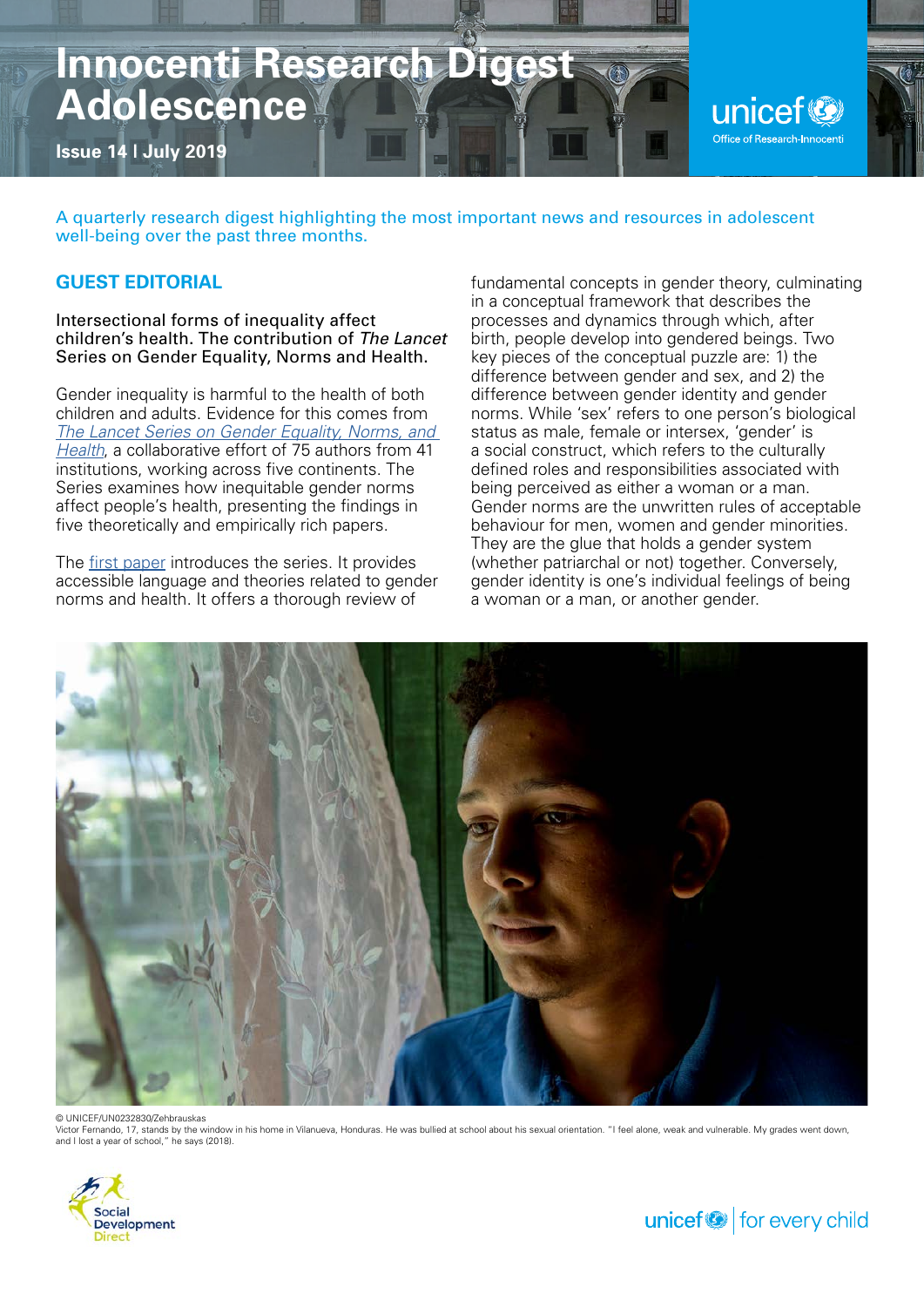# Innocenti Research Digest Adolescence

**Issue 14 | July 2019**

A quarterly research digest highlighting the most important news and resources in adolescent well-being over the past three months.

## GUEST EDITORIAL

Intersectional forms of inequality affect children's health. The contribution of *The Lancet* Series on Gender Equality, Norms and Health.

Gender inequality is harmful to the health of both children and adults. Evidence for this comes from *The Lancet Series on Gender Equality, Norms, and Health*, a collaborative effort of 75 authors from 41 institutions, working across five continents. The Series examines how inequitable gender norms affect people's health, presenting the findings in five theoretically and empirically rich papers.

The first paper introduces the series. It provides accessible language and theories related to gender norms and health. It offers a thorough review of fundamental concepts in gender theory, culminating in a conceptual framework that describes the processes and dynamics through which, after birth, people develop into gendered beings. Two key pieces of the conceptual puzzle are: 1) the difference between gender and sex, and 2) the difference between gender identity and gender norms. While 'sex' refers to one person's biological status as male, female or intersex, 'gender' is a social construct, which refers to the culturally defined roles and responsibilities associated with being perceived as either a woman or a man. Gender norms are the unwritten rules of acceptable behaviour for men, women and gender minorities. They are the glue that holds a gender system (whether patriarchal or not) together. Conversely, gender identity is one's individual feelings of being a woman or a man, or another gender.

© UNICEF/UN0232830/Zehbrauskas
Victor Fernando, 17, stands by the window in his home in Vilanueva, Honduras. He was bullied at school about his sexual orientation. "I feel alone, weak and vulnerable. My grades went down, and I lost a year of school," he says (2018).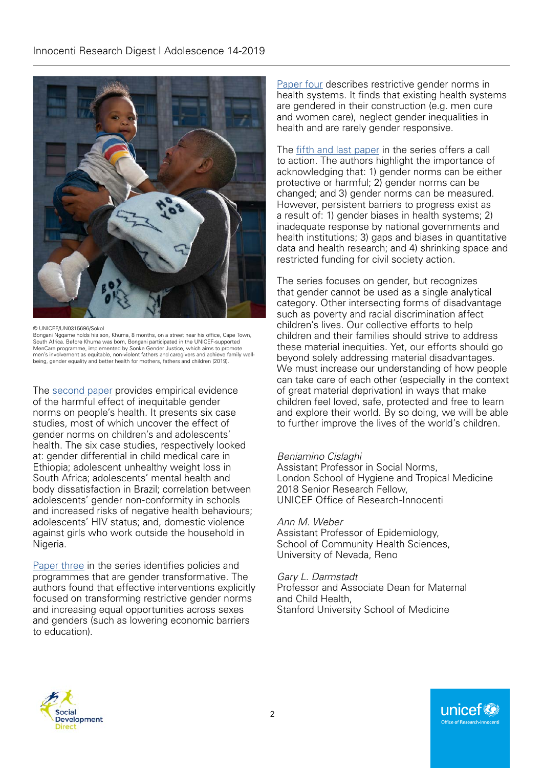© UNICEF/UN0315696/Sokol
Bongani Ngqame holds his son, Khuma, 8 months, on a street near his office, Cape Town, South Africa. Before Khuma was born, Bongani participated in the UNICEF-supported MenCare programme, implemented by Sonke Gender Justice, which aims to promote men's involvement as equitable, non-violent fathers and caregivers and achieve family well-being, gender equality and better health for mothers, fathers and children (2019).

The second paper provides empirical evidence of the harmful effect of inequitable gender norms on people's health. It presents six case studies, most of which uncover the effect of gender norms on children's and adolescents' health. The six case studies, respectively looked at: gender differential in child medical care in Ethiopia; adolescent unhealthy weight loss in South Africa; adolescents' mental health and body dissatisfaction in Brazil; correlation between adolescents' gender non-conformity in schools and increased risks of negative health behaviours; adolescents' HIV status; and, domestic violence against girls who work outside the household in Nigeria.

Paper three in the series identifies policies and programmes that are gender transformative. The authors found that effective interventions explicitly focused on transforming restrictive gender norms and increasing equal opportunities across sexes and genders (such as lowering economic barriers to education).

Paper four describes restrictive gender norms in health systems. It finds that existing health systems are gendered in their construction (e.g. men cure and women care), neglect gender inequalities in health and are rarely gender responsive.

The fifth and last paper in the series offers a call to action. The authors highlight the importance of acknowledging that: 1) gender norms can be either protective or harmful; 2) gender norms can be changed; and 3) gender norms can be measured. However, persistent barriers to progress exist as a result of: 1) gender biases in health systems; 2) inadequate response by national governments and health institutions; 3) gaps and biases in quantitative data and health research; and 4) shrinking space and restricted funding for civil society action.

The series focuses on gender, but recognizes that gender cannot be used as a single analytical category. Other intersecting forms of disadvantage such as poverty and racial discrimination affect children's lives. Our collective efforts to help children and their families should strive to address these material inequities. Yet, our efforts should go beyond solely addressing material disadvantages. We must increase our understanding of how people can take care of each other (especially in the context of great material deprivation) in ways that make children feel loved, safe, protected and free to learn and explore their world. By so doing, we will be able to further improve the lives of the world's children.

*Beniamino Cislaghi*
Assistant Professor in Social Norms,
London School of Hygiene and Tropical Medicine
2018 Senior Research Fellow,
UNICEF Office of Research-Innocenti

*Ann M. Weber*
Assistant Professor of Epidemiology,
School of Community Health Sciences,
University of Nevada, Reno

*Gary L. Darmstadt*
Professor and Associate Dean for Maternal and Child Health,
Stanford University School of Medicine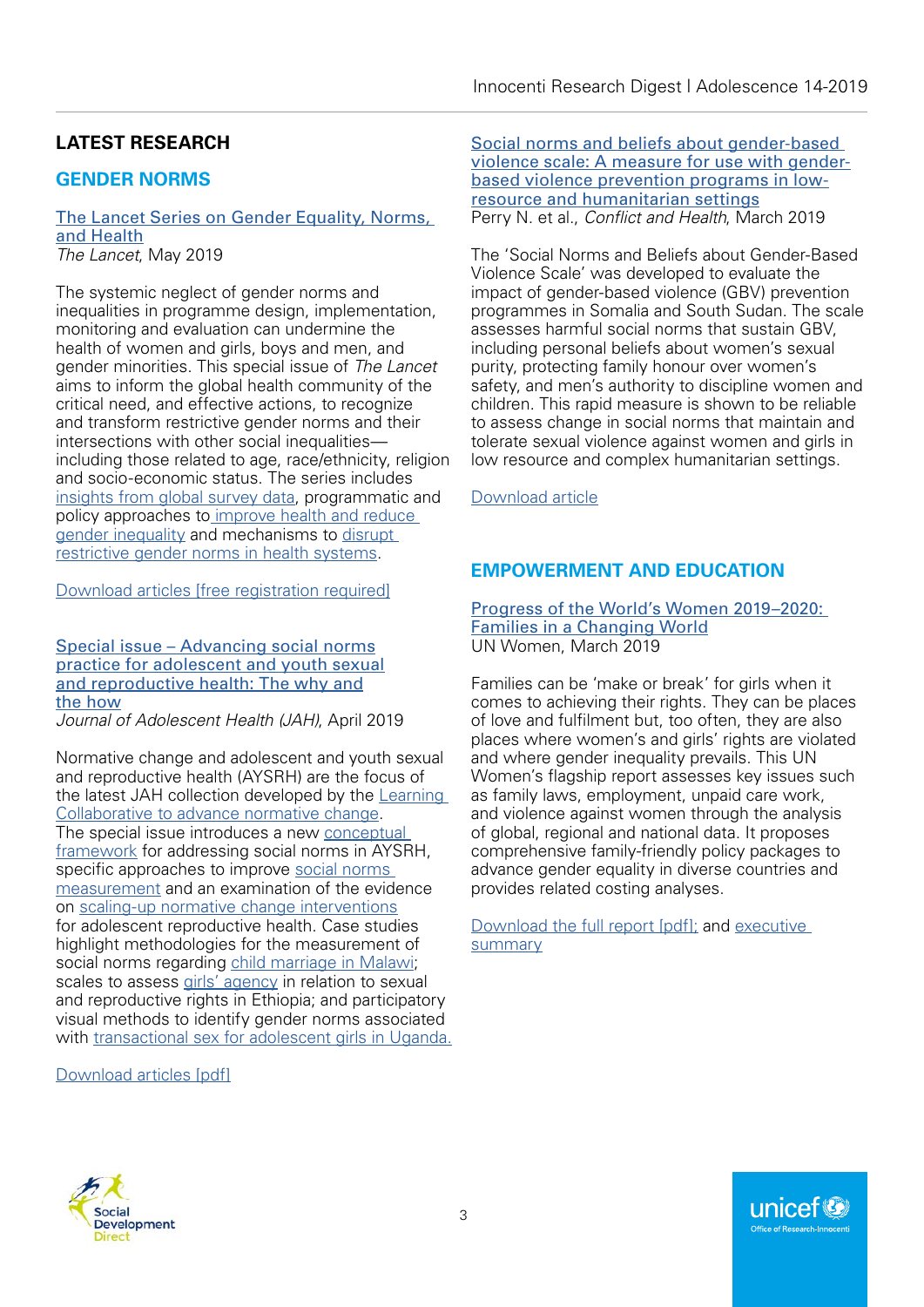## LATEST RESEARCH

### GENDER NORMS

The Lancet Series on Gender Equality, Norms, and Health
*The Lancet*, May 2019

The systemic neglect of gender norms and inequalities in programme design, implementation, monitoring and evaluation can undermine the health of women and girls, boys and men, and gender minorities. This special issue of *The Lancet* aims to inform the global health community of the critical need, and effective actions, to recognize and transform restrictive gender norms and their intersections with other social inequalities—including those related to age, race/ethnicity, religion and socio-economic status. The series includes insights from global survey data, programmatic and policy approaches to improve health and reduce gender inequality and mechanisms to disrupt restrictive gender norms in health systems.

Download articles [free registration required]

Special issue – Advancing social norms practice for adolescent and youth sexual and reproductive health: The why and the how
*Journal of Adolescent Health (JAH)*, April 2019

Normative change and adolescent and youth sexual and reproductive health (AYSRH) are the focus of the latest JAH collection developed by the Learning Collaborative to advance normative change. The special issue introduces a new conceptual framework for addressing social norms in AYSRH, specific approaches to improve social norms measurement and an examination of the evidence on scaling-up normative change interventions for adolescent reproductive health. Case studies highlight methodologies for the measurement of social norms regarding child marriage in Malawi; scales to assess girls' agency in relation to sexual and reproductive rights in Ethiopia; and participatory visual methods to identify gender norms associated with transactional sex for adolescent girls in Uganda.

Download articles [pdf]

Social norms and beliefs about gender-based violence scale: A measure for use with gender-based violence prevention programs in low-resource and humanitarian settings
Perry N. et al., *Conflict and Health*, March 2019

The 'Social Norms and Beliefs about Gender-Based Violence Scale' was developed to evaluate the impact of gender-based violence (GBV) prevention programmes in Somalia and South Sudan. The scale assesses harmful social norms that sustain GBV, including personal beliefs about women's sexual purity, protecting family honour over women's safety, and men's authority to discipline women and children. This rapid measure is shown to be reliable to assess change in social norms that maintain and tolerate sexual violence against women and girls in low resource and complex humanitarian settings.

Download article

### EMPOWERMENT AND EDUCATION

Progress of the World's Women 2019–2020: Families in a Changing World
UN Women, March 2019

Families can be 'make or break' for girls when it comes to achieving their rights. They can be places of love and fulfilment but, too often, they are also places where women's and girls' rights are violated and where gender inequality prevails. This UN Women's flagship report assesses key issues such as family laws, employment, unpaid care work, and violence against women through the analysis of global, regional and national data. It proposes comprehensive family-friendly policy packages to advance gender equality in diverse countries and provides related costing analyses.

Download the full report [pdf]; and executive summary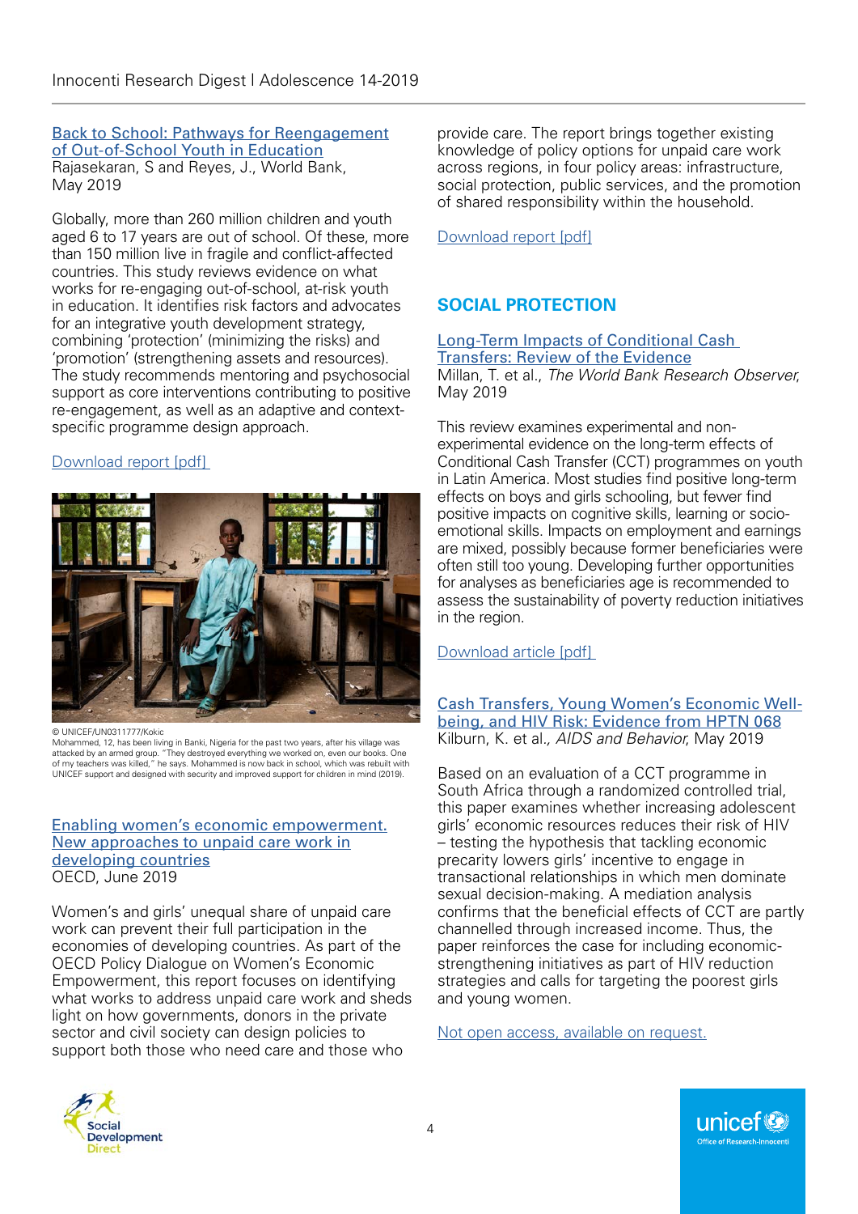[Back to School: Pathways for Reengagement of Out-of-School Youth in Education](#)
Rajasekaran, S and Reyes, J., World Bank, May 2019

Globally, more than 260 million children and youth aged 6 to 17 years are out of school. Of these, more than 150 million live in fragile and conflict-affected countries. This study reviews evidence on what works for re-engaging out-of-school, at-risk youth in education. It identifies risk factors and advocates for an integrative youth development strategy, combining 'protection' (minimizing the risks) and 'promotion' (strengthening assets and resources). The study recommends mentoring and psychosocial support as core interventions contributing to positive re-engagement, as well as an adaptive and context-specific programme design approach.

Download report [pdf]

© UNICEF/UN0311777/Kokic
Mohammed, 12, has been living in Banki, Nigeria for the past two years, after his village was attacked by an armed group. "They destroyed everything we worked on, even our books. One of my teachers was killed," he says. Mohammed is now back in school, which was rebuilt with UNICEF support and designed with security and improved support for children in mind (2019).

Enabling women's economic empowerment. New approaches to unpaid care work in developing countries
OECD, June 2019

Women's and girls' unequal share of unpaid care work can prevent their full participation in the economies of developing countries. As part of the OECD Policy Dialogue on Women's Economic Empowerment, this report focuses on identifying what works to address unpaid care work and sheds light on how governments, donors in the private sector and civil society can design policies to support both those who need care and those who provide care. The report brings together existing knowledge of policy options for unpaid care work across regions, in four policy areas: infrastructure, social protection, public services, and the promotion of shared responsibility within the household.

Download report [pdf]

## SOCIAL PROTECTION

Long-Term Impacts of Conditional Cash Transfers: Review of the Evidence
Millan, T. et al., *The World Bank Research Observer*, May 2019

This review examines experimental and non-experimental evidence on the long-term effects of Conditional Cash Transfer (CCT) programmes on youth in Latin America. Most studies find positive long-term effects on boys and girls schooling, but fewer find positive impacts on cognitive skills, learning or socio-emotional skills. Impacts on employment and earnings are mixed, possibly because former beneficiaries were often still too young. Developing further opportunities for analyses as beneficiaries age is recommended to assess the sustainability of poverty reduction initiatives in the region.

Download article [pdf]

Cash Transfers, Young Women's Economic Well-being, and HIV Risk: Evidence from HPTN 068
Kilburn, K. et al., *AIDS and Behavior*, May 2019

Based on an evaluation of a CCT programme in South Africa through a randomized controlled trial, this paper examines whether increasing adolescent girls' economic resources reduces their risk of HIV – testing the hypothesis that tackling economic precarity lowers girls' incentive to engage in transactional relationships in which men dominate sexual decision-making. A mediation analysis confirms that the beneficial effects of CCT are partly channelled through increased income. Thus, the paper reinforces the case for including economic-strengthening initiatives as part of HIV reduction strategies and calls for targeting the poorest girls and young women.

Not open access, available on request.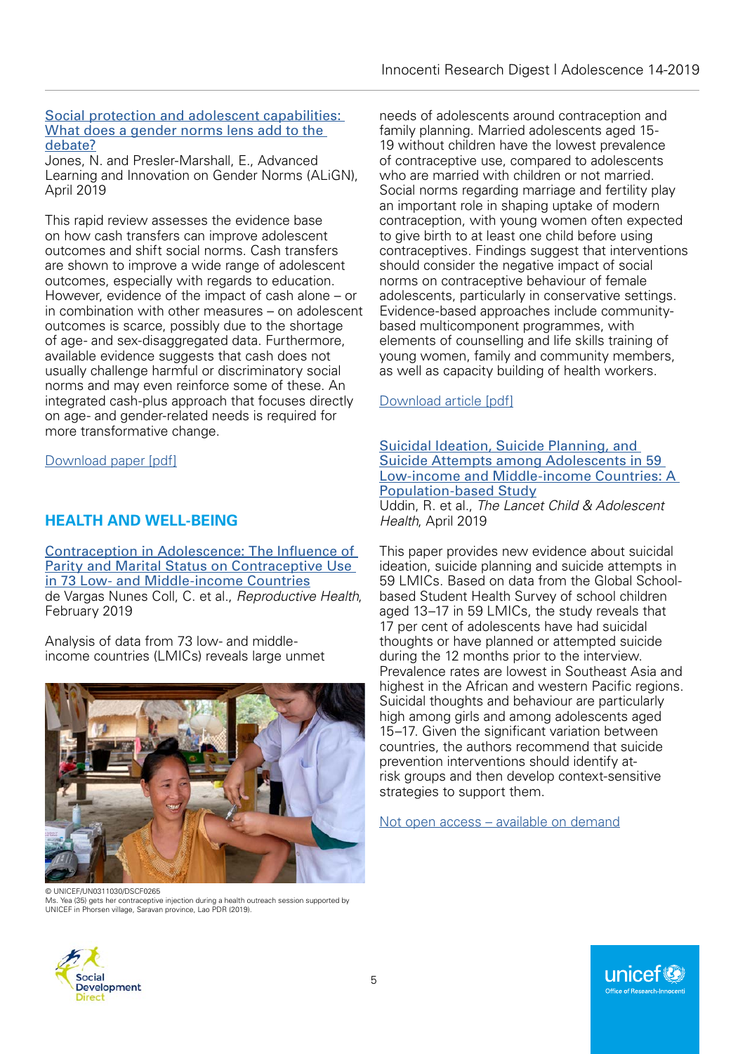[Social protection and adolescent capabilities: What does a gender norms lens add to the debate?]
Jones, N. and Presler-Marshall, E., Advanced Learning and Innovation on Gender Norms (ALiGN), April 2019

This rapid review assesses the evidence base on how cash transfers can improve adolescent outcomes and shift social norms. Cash transfers are shown to improve a wide range of adolescent outcomes, especially with regards to education. However, evidence of the impact of cash alone – or in combination with other measures – on adolescent outcomes is scarce, possibly due to the shortage of age- and sex-disaggregated data. Furthermore, available evidence suggests that cash does not usually challenge harmful or discriminatory social norms and may even reinforce some of these. An integrated cash-plus approach that focuses directly on age- and gender-related needs is required for more transformative change.

[Download paper [pdf]]

## HEALTH AND WELL-BEING

[Contraception in Adolescence: The Influence of Parity and Marital Status on Contraceptive Use in 73 Low- and Middle-income Countries]
de Vargas Nunes Coll, C. et al., *Reproductive Health*, February 2019

Analysis of data from 73 low- and middle-income countries (LMICs) reveals large unmet needs of adolescents around contraception and family planning. Married adolescents aged 15-19 without children have the lowest prevalence of contraceptive use, compared to adolescents who are married with children or not married. Social norms regarding marriage and fertility play an important role in shaping uptake of modern contraception, with young women often expected to give birth to at least one child before using contraceptives. Findings suggest that interventions should consider the negative impact of social norms on contraceptive behaviour of female adolescents, particularly in conservative settings. Evidence-based approaches include community-based multicomponent programmes, with elements of counselling and life skills training of young women, family and community members, as well as capacity building of health workers.

[Download article [pdf]]

© UNICEF/UN0311030/DSCF0265
Ms. Yea (35) gets her contraceptive injection during a health outreach session supported by UNICEF in Phorsen village, Saravan province, Lao PDR (2019).

[Suicidal Ideation, Suicide Planning, and Suicide Attempts among Adolescents in 59 Low-income and Middle-income Countries: A Population-based Study]
Uddin, R. et al., *The Lancet Child & Adolescent Health*, April 2019

This paper provides new evidence about suicidal ideation, suicide planning and suicide attempts in 59 LMICs. Based on data from the Global School-based Student Health Survey of school children aged 13–17 in 59 LMICs, the study reveals that 17 per cent of adolescents have had suicidal thoughts or have planned or attempted suicide during the 12 months prior to the interview. Prevalence rates are lowest in Southeast Asia and highest in the African and western Pacific regions. Suicidal thoughts and behaviour are particularly high among girls and among adolescents aged 15–17. Given the significant variation between countries, the authors recommend that suicide prevention interventions should identify at-risk groups and then develop context-sensitive strategies to support them.

[Not open access – available on demand]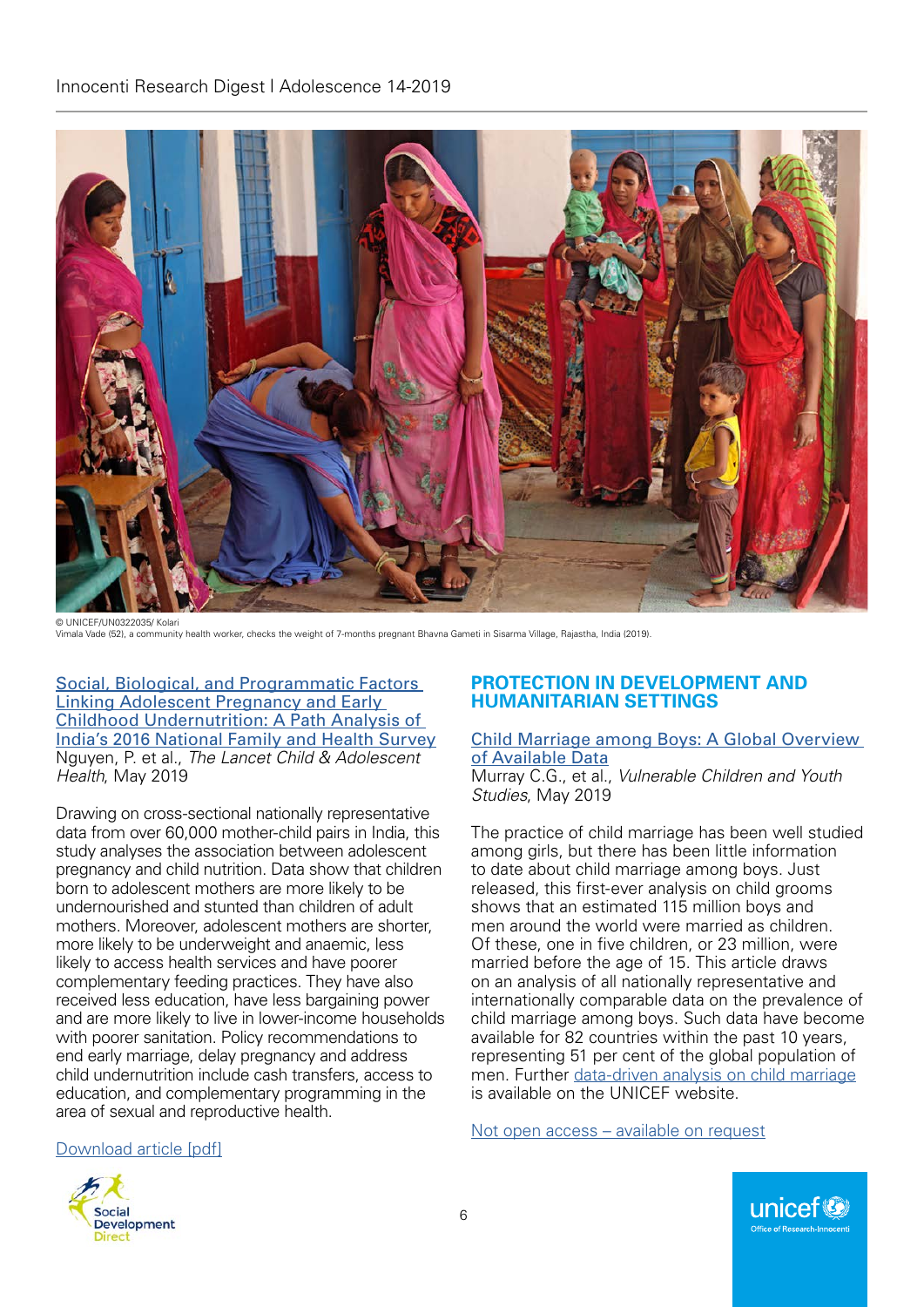© UNICEF/UN0322035/ Kolari
Vimala Vade (52), a community health worker, checks the weight of 7-months pregnant Bhavna Gameti in Sisarma Village, Rajastha, India (2019).

[Social, Biological, and Programmatic Factors Linking Adolescent Pregnancy and Early Childhood Undernutrition: A Path Analysis of India's 2016 National Family and Health Survey]
Nguyen, P. et al., *The Lancet Child & Adolescent Health*, May 2019

Drawing on cross-sectional nationally representative data from over 60,000 mother-child pairs in India, this study analyses the association between adolescent pregnancy and child nutrition. Data show that children born to adolescent mothers are more likely to be undernourished and stunted than children of adult mothers. Moreover, adolescent mothers are shorter, more likely to be underweight and anaemic, less likely to access health services and have poorer complementary feeding practices. They have also received less education, have less bargaining power and are more likely to live in lower-income households with poorer sanitation. Policy recommendations to end early marriage, delay pregnancy and address child undernutrition include cash transfers, access to education, and complementary programming in the area of sexual and reproductive health.

Download article [pdf]

## PROTECTION IN DEVELOPMENT AND HUMANITARIAN SETTINGS

[Child Marriage among Boys: A Global Overview of Available Data]
Murray C.G., et al., *Vulnerable Children and Youth Studies*, May 2019

The practice of child marriage has been well studied among girls, but there has been little information to date about child marriage among boys. Just released, this first-ever analysis on child grooms shows that an estimated 115 million boys and men around the world were married as children. Of these, one in five children, or 23 million, were married before the age of 15. This article draws on an analysis of all nationally representative and internationally comparable data on the prevalence of child marriage among boys. Such data have become available for 82 countries within the past 10 years, representing 51 per cent of the global population of men. Further data-driven analysis on child marriage is available on the UNICEF website.

Not open access – available on request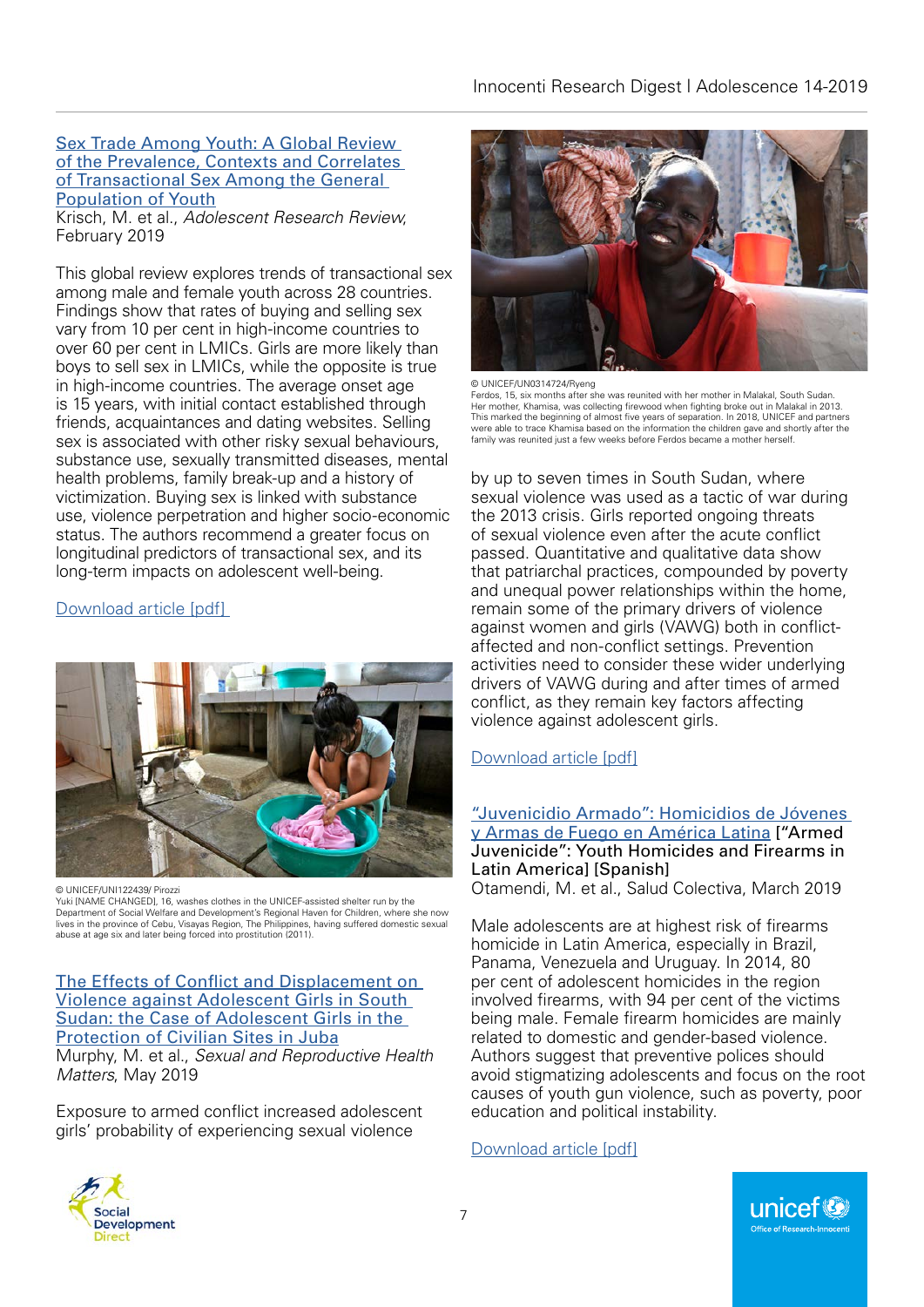[Sex Trade Among Youth: A Global Review of the Prevalence, Contexts and Correlates of Transactional Sex Among the General Population of Youth](#)
Krisch, M. et al., *Adolescent Research Review*, February 2019

This global review explores trends of transactional sex among male and female youth across 28 countries. Findings show that rates of buying and selling sex vary from 10 per cent in high-income countries to over 60 per cent in LMICs. Girls are more likely than boys to sell sex in LMICs, while the opposite is true in high-income countries. The average onset age is 15 years, with initial contact established through friends, acquaintances and dating websites. Selling sex is associated with other risky sexual behaviours, substance use, sexually transmitted diseases, mental health problems, family break-up and a history of victimization. Buying sex is linked with substance use, violence perpetration and higher socio-economic status. The authors recommend a greater focus on longitudinal predictors of transactional sex, and its long-term impacts on adolescent well-being.

[Download article [pdf]](#)

© UNICEF/UNI122439/ Pirozzi
Yuki [NAME CHANGED], 16, washes clothes in the UNICEF-assisted shelter run by the Department of Social Welfare and Development's Regional Haven for Children, where she now lives in the province of Cebu, Visayas Region, The Philippines, having suffered domestic sexual abuse at age six and later being forced into prostitution (2011).

[The Effects of Conflict and Displacement on Violence against Adolescent Girls in South Sudan: the Case of Adolescent Girls in the Protection of Civilian Sites in Juba](#)
Murphy, M. et al., *Sexual and Reproductive Health Matters*, May 2019

Exposure to armed conflict increased adolescent girls' probability of experiencing sexual violence by up to seven times in South Sudan, where sexual violence was used as a tactic of war during the 2013 crisis. Girls reported ongoing threats of sexual violence even after the acute conflict passed. Quantitative and qualitative data show that patriarchal practices, compounded by poverty and unequal power relationships within the home, remain some of the primary drivers of violence against women and girls (VAWG) both in conflict-affected and non-conflict settings. Prevention activities need to consider these wider underlying drivers of VAWG during and after times of armed conflict, as they remain key factors affecting violence against adolescent girls.

© UNICEF/UN0314724/Ryeng
Ferdos, 15, six months after she was reunited with her mother in Malakal, South Sudan. Her mother, Khamisa, was collecting firewood when fighting broke out in Malakal in 2013. This marked the beginning of almost five years of separation. In 2018, UNICEF and partners were able to trace Khamisa based on the information the children gave and shortly after the family was reunited just a few weeks before Ferdos became a mother herself.

[Download article [pdf]](#)

[“Juvenicidio Armado”: Homicidios de Jóvenes y Armas de Fuego en América Latina](#) [“Armed Juvenicide”: Youth Homicides and Firearms in Latin America] [Spanish]
Otamendi, M. et al., Salud Colectiva, March 2019

Male adolescents are at highest risk of firearms homicide in Latin America, especially in Brazil, Panama, Venezuela and Uruguay. In 2014, 80 per cent of adolescent homicides in the region involved firearms, with 94 per cent of the victims being male. Female firearm homicides are mainly related to domestic and gender-based violence. Authors suggest that preventive polices should avoid stigmatizing adolescents and focus on the root causes of youth gun violence, such as poverty, poor education and political instability.

[Download article [pdf]](#)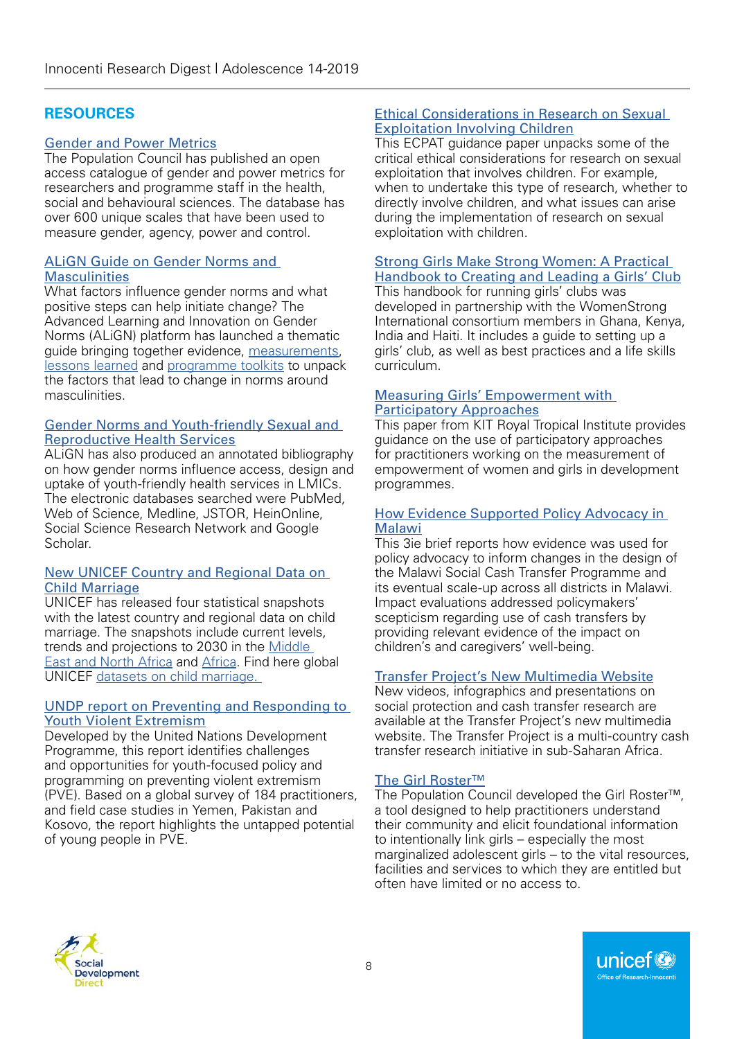## RESOURCES

### [Gender and Power Metrics]

The Population Council has published an open access catalogue of gender and power metrics for researchers and programme staff in the health, social and behavioural sciences. The database has over 600 unique scales that have been used to measure gender, agency, power and control.

### [ALiGN Guide on Gender Norms and Masculinities]

What factors influence gender norms and what positive steps can help initiate change? The Advanced Learning and Innovation on Gender Norms (ALiGN) platform has launched a thematic guide bringing together evidence, [measurements], [lessons learned] and [programme toolkits] to unpack the factors that lead to change in norms around masculinities.

### [Gender Norms and Youth-friendly Sexual and Reproductive Health Services]

ALiGN has also produced an annotated bibliography on how gender norms influence access, design and uptake of youth-friendly health services in LMICs. The electronic databases searched were PubMed, Web of Science, Medline, JSTOR, HeinOnline, Social Science Research Network and Google Scholar.

### [New UNICEF Country and Regional Data on Child Marriage]

UNICEF has released four statistical snapshots with the latest country and regional data on child marriage. The snapshots include current levels, trends and projections to 2030 in the [Middle East and North Africa] and [Africa]. Find here global UNICEF [datasets on child marriage.]

### [UNDP report on Preventing and Responding to Youth Violent Extremism]

Developed by the United Nations Development Programme, this report identifies challenges and opportunities for youth-focused policy and programming on preventing violent extremism (PVE). Based on a global survey of 184 practitioners, and field case studies in Yemen, Pakistan and Kosovo, the report highlights the untapped potential of young people in PVE.

### [Ethical Considerations in Research on Sexual Exploitation Involving Children]

This ECPAT guidance paper unpacks some of the critical ethical considerations for research on sexual exploitation that involves children. For example, when to undertake this type of research, whether to directly involve children, and what issues can arise during the implementation of research on sexual exploitation with children.

### [Strong Girls Make Strong Women: A Practical Handbook to Creating and Leading a Girls' Club]

This handbook for running girls' clubs was developed in partnership with the WomenStrong International consortium members in Ghana, Kenya, India and Haiti. It includes a guide to setting up a girls' club, as well as best practices and a life skills curriculum.

### [Measuring Girls' Empowerment with Participatory Approaches]

This paper from KIT Royal Tropical Institute provides guidance on the use of participatory approaches for practitioners working on the measurement of empowerment of women and girls in development programmes.

### [How Evidence Supported Policy Advocacy in Malawi]

This 3ie brief reports how evidence was used for policy advocacy to inform changes in the design of the Malawi Social Cash Transfer Programme and its eventual scale-up across all districts in Malawi. Impact evaluations addressed policymakers' scepticism regarding use of cash transfers by providing relevant evidence of the impact on children's and caregivers' well-being.

### [Transfer Project's New Multimedia Website]

New videos, infographics and presentations on social protection and cash transfer research are available at the Transfer Project's new multimedia website. The Transfer Project is a multi-country cash transfer research initiative in sub-Saharan Africa.

### [The Girl Roster™]

The Population Council developed the Girl Roster™, a tool designed to help practitioners understand their community and elicit foundational information to intentionally link girls – especially the most marginalized adolescent girls – to the vital resources, facilities and services to which they are entitled but often have limited or no access to.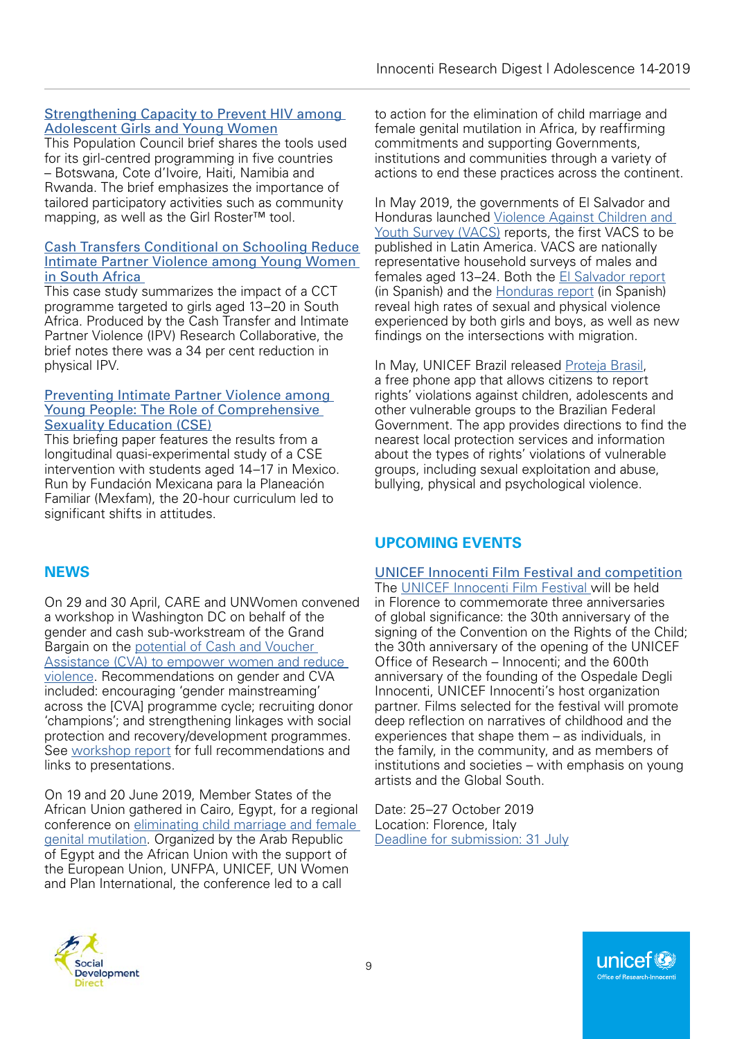**Strengthening Capacity to Prevent HIV among Adolescent Girls and Young Women**

This Population Council brief shares the tools used for its girl-centred programming in five countries – Botswana, Cote d'Ivoire, Haiti, Namibia and Rwanda. The brief emphasizes the importance of tailored participatory activities such as community mapping, as well as the Girl Roster™ tool.

**Cash Transfers Conditional on Schooling Reduce Intimate Partner Violence among Young Women in South Africa**

This case study summarizes the impact of a CCT programme targeted to girls aged 13–20 in South Africa. Produced by the Cash Transfer and Intimate Partner Violence (IPV) Research Collaborative, the brief notes there was a 34 per cent reduction in physical IPV.

**Preventing Intimate Partner Violence among Young People: The Role of Comprehensive Sexuality Education (CSE)**

This briefing paper features the results from a longitudinal quasi-experimental study of a CSE intervention with students aged 14–17 in Mexico. Run by Fundación Mexicana para la Planeación Familiar (Mexfam), the 20-hour curriculum led to significant shifts in attitudes.

## NEWS

On 29 and 30 April, CARE and UNWomen convened a workshop in Washington DC on behalf of the gender and cash sub-workstream of the Grand Bargain on the potential of Cash and Voucher Assistance (CVA) to empower women and reduce violence. Recommendations on gender and CVA included: encouraging 'gender mainstreaming' across the [CVA] programme cycle; recruiting donor 'champions'; and strengthening linkages with social protection and recovery/development programmes. See workshop report for full recommendations and links to presentations.

On 19 and 20 June 2019, Member States of the African Union gathered in Cairo, Egypt, for a regional conference on eliminating child marriage and female genital mutilation. Organized by the Arab Republic of Egypt and the African Union with the support of the European Union, UNFPA, UNICEF, UN Women and Plan International, the conference led to a call to action for the elimination of child marriage and female genital mutilation in Africa, by reaffirming commitments and supporting Governments, institutions and communities through a variety of actions to end these practices across the continent.

In May 2019, the governments of El Salvador and Honduras launched Violence Against Children and Youth Survey (VACS) reports, the first VACS to be published in Latin America. VACS are nationally representative household surveys of males and females aged 13–24. Both the El Salvador report (in Spanish) and the Honduras report (in Spanish) reveal high rates of sexual and physical violence experienced by both girls and boys, as well as new findings on the intersections with migration.

In May, UNICEF Brazil released Proteja Brasil, a free phone app that allows citizens to report rights' violations against children, adolescents and other vulnerable groups to the Brazilian Federal Government. The app provides directions to find the nearest local protection services and information about the types of rights' violations of vulnerable groups, including sexual exploitation and abuse, bullying, physical and psychological violence.

## UPCOMING EVENTS

**UNICEF Innocenti Film Festival and competition**

The UNICEF Innocenti Film Festival will be held in Florence to commemorate three anniversaries of global significance: the 30th anniversary of the signing of the Convention on the Rights of the Child; the 30th anniversary of the opening of the UNICEF Office of Research – Innocenti; and the 600th anniversary of the founding of the Ospedale Degli Innocenti, UNICEF Innocenti's host organization partner. Films selected for the festival will promote deep reflection on narratives of childhood and the experiences that shape them – as individuals, in the family, in the community, and as members of institutions and societies – with emphasis on young artists and the Global South.

Date: 25–27 October 2019
Location: Florence, Italy
Deadline for submission: 31 July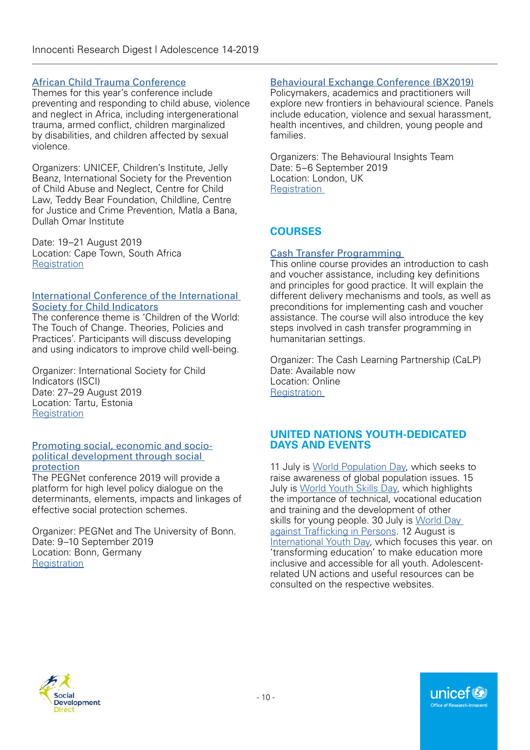[African Child Trauma Conference](#)
Themes for this year's conference include preventing and responding to child abuse, violence and neglect in Africa, including intergenerational trauma, armed conflict, children marginalized by disabilities, and children affected by sexual violence.

Organizers: UNICEF, Children's Institute, Jelly Beanz, International Society for the Prevention of Child Abuse and Neglect, Centre for Child Law, Teddy Bear Foundation, Childline, Centre for Justice and Crime Prevention, Matla a Bana, Dullah Omar Institute

Date: 19–21 August 2019
Location: Cape Town, South Africa
[Registration](#)

[International Conference of the International Society for Child Indicators](#)
The conference theme is 'Children of the World: The Touch of Change. Theories, Policies and Practices'. Participants will discuss developing and using indicators to improve child well-being.

Organizer: International Society for Child Indicators (ISCI)
Date: 27–29 August 2019
Location: Tartu, Estonia
[Registration](#)

[Promoting social, economic and socio-political development through social protection](#)
The PEGNet conference 2019 will provide a platform for high level policy dialogue on the determinants, elements, impacts and linkages of effective social protection schemes.

Organizer: PEGNet and The University of Bonn.
Date: 9–10 September 2019
Location: Bonn, Germany
[Registration](#)

[Behavioural Exchange Conference (BX2019)](#)
Policymakers, academics and practitioners will explore new frontiers in behavioural science. Panels include education, violence and sexual harassment, health incentives, and children, young people and families.

Organizers: The Behavioural Insights Team
Date: 5–6 September 2019
Location: London, UK
[Registration](#)

## COURSES

[Cash Transfer Programming](#)
This online course provides an introduction to cash and voucher assistance, including key definitions and principles for good practice. It will explain the different delivery mechanisms and tools, as well as preconditions for implementing cash and voucher assistance. The course will also introduce the key steps involved in cash transfer programming in humanitarian settings.

Organizer: The Cash Learning Partnership (CaLP)
Date: Available now
Location: Online
[Registration](#)

## UNITED NATIONS YOUTH-DEDICATED DAYS AND EVENTS

11 July is [World Population Day](#), which seeks to raise awareness of global population issues. 15 July is [World Youth Skills Day](#), which highlights the importance of technical, vocational education and training and the development of other skills for young people. 30 July is [World Day against Trafficking in Persons](#). 12 August is [International Youth Day](#), which focuses this year. on 'transforming education' to make education more inclusive and accessible for all youth. Adolescent-related UN actions and useful resources can be consulted on the respective websites.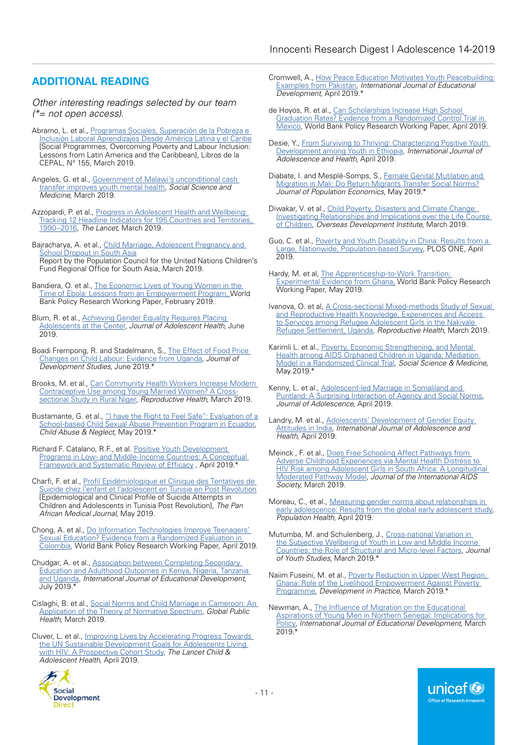## ADDITIONAL READING

*Other interesting readings selected by our team (*= not open access).*

Abramo, L. et al., Programas Sociales, Superación de la Pobreza e Inclusión Laboral Aprendizajes Desde América Latina y el Caribe [Social Programmes, Overcoming Poverty and Labour Inclusion: Lessons from Latin America and the Caribbean], Libros de la CEPAL, N° 155, March 2019.

Angeles, G. et al., Government of Malawi's unconditional cash transfer improves youth mental health, *Social Science and Medicine*, March 2019.

Azzopardi, P. et al., Progress in Adolescent Health and Wellbeing: Tracking 12 Headline Indicators for 195 Countries and Territories, 1990–2016, *The Lancet*, March 2019.

Bajracharya, A. et al., Child Marriage, Adolescent Pregnancy and School Dropout in South Asia Report by the Population Council for the United Nations Children's Fund Regional Office for South Asia, March 2019.

Bandiera, O. et al., The Economic Lives of Young Women in the Time of Ebola: Lessons from an Empowerment Program, World Bank Policy Research Working Paper, February 2019.

Blum, R. et al., Achieving Gender Equality Requires Placing Adolescents at the Center, *Journal of Adolescent Health*, June 2019.

Boadi Frempong, R. and Stadelmann, S., The Effect of Food Price Changes on Child Labour: Evidence from Uganda, *Journal of Development Studies*, June 2019.*

Brooks, M. et al., Can Community Health Workers Increase Modern Contraceptive Use among Young Married Women? A Cross-sectional Study in Rural Niger, *Reproductive Health*, March 2019.

Bustamante, G. et al., "I have the Right to Feel Safe": Evaluation of a School-based Child Sexual Abuse Prevention Program in Ecuador, *Child Abuse & Neglect*, May 2019.*

Richard F. Catalano, R.F., et al. Positive Youth Development Programs in Low- and Middle-Income Countries: A Conceptual Framework and Systematic Review of Efficacy , April 2019.*

Charfi, F. et al., Profil Epidémiologique et Clinique des Tentatives de Suicide chez l'enfant et l'adolescent en Tunisie en Post Revolution [Epidemiological and Clinical Profile of Suicide Attempts in Children and Adolescents in Tunisia Post Revolution], *The Pan African Medical Journal*, May 2019.

Chong, A. et al., Do Information Technologies Improve Teenagers' Sexual Education? Evidence from a Randomized Evaluation in Colombia, World Bank Policy Research Working Paper, April 2019.

Chudgar, A. et al., Association between Completing Secondary Education and Adulthood Outcomes in Kenya, Nigeria, Tanzania and Uganda, *International Journal of Educational Development*, July 2019.*

Cislaghi, B. et al., Social Norms and Child Marriage in Cameroon: An Application of the Theory of Normative Spectrum, *Global Public Health*, March 2019.

Cluver, L. et al., Improving Lives by Accelerating Progress Towards the UN Sustainable Development Goals for Adolescents Living with HIV: A Prospective Cohort Study, *The Lancet Child & Adolescent Health*, April 2019.

Cromwell, A., How Peace Education Motivates Youth Peacebuilding: Examples from Pakistan, *International Journal of Educational Development*, April 2019.*

de Hoyos, R. et al., Can Scholarships Increase High School Graduation Rates? Evidence from a Randomized Control Trial in Mexico, World Bank Policy Research Working Paper, April 2019.

Desie, Y., From Surviving to Thriving: Characterizing Positive Youth Development among Youth in Ethiopia, *International Journal of Adolescence and Health*, April 2019.

Diabate, I. and Mesplé-Somps, S., Female Genital Mutilation and Migration in Mali: Do Return Migrants Transfer Social Norms? *Journal of Population Economics*, May 2019.*

Diwakar, V. et al., Child Poverty, Disasters and Climate Change: Investigating Relationships and Implications over the Life Course of Children, *Overseas Development Institute*, March 2019.

Guo, C. et al., Poverty and Youth Disability in China: Results from a Large, Nationwide, Population-based Survey, PLOS ONE, April 2019.

Hardy, M. et al, The Apprenticeship-to-Work Transition: Experimental Evidence from Ghana, World Bank Policy Research Working Paper, May 2019.

Ivanova, O. et al, A Cross-sectional Mixed-methods Study of Sexual and Reproductive Health Knowledge, Experiences and Access to Services among Refugee Adolescent Girls in the Nakivale Refugee Settlement, Uganda, *Reproductive Health*, March 2019.

Karimli L. et al., Poverty, Economic Strengthening, and Mental Health among AIDS Orphaned Children in Uganda: Mediation Model in a Randomized Clinical Trial, *Social Science & Medicine*, May 2019.*

Kenny, L. et al., Adolescent-led Marriage in Somaliland and Puntland: A Surprising Interaction of Agency and Social Norms, *Journal of Adolescence*, April 2019.

Landry, M. et al., Adolescents' Development of Gender Equity Attitudes in India, *International Journal of Adolescence and Health*, April 2019.

Meinck , F. et al., Does Free Schooling Affect Pathways from Adverse Childhood Experiences via Mental Health Distress to HIV Risk among Adolescent Girls in South Africa: A Longitudinal Moderated Pathway Model, *Journal of the International AIDS Society*, March 2019.

Moreau, C., et al., Measuring gender norms about relationships in early adolescence: Results from the global early adolescent study, *Population Health*, April 2019.

Mutumba, M. and Schulenberg, J., Cross-national Variation in the Subjective Wellbeing of Youth in Low and Middle Income Countries: the Role of Structural and Micro-level Factors, *Journal of Youth Studies*, March 2019.*

Naiim Fuseini, M. et al., Poverty Reduction in Upper West Region, Ghana: Role of the Livelihood Empowerment Against Poverty Programme, *Development in Practice*, March 2019.*

Newman, A., The Influence of Migration on the Educational Aspirations of Young Men in Northern Senegal: Implications for Policy, *International Journal of Educational Development*, March 2019.*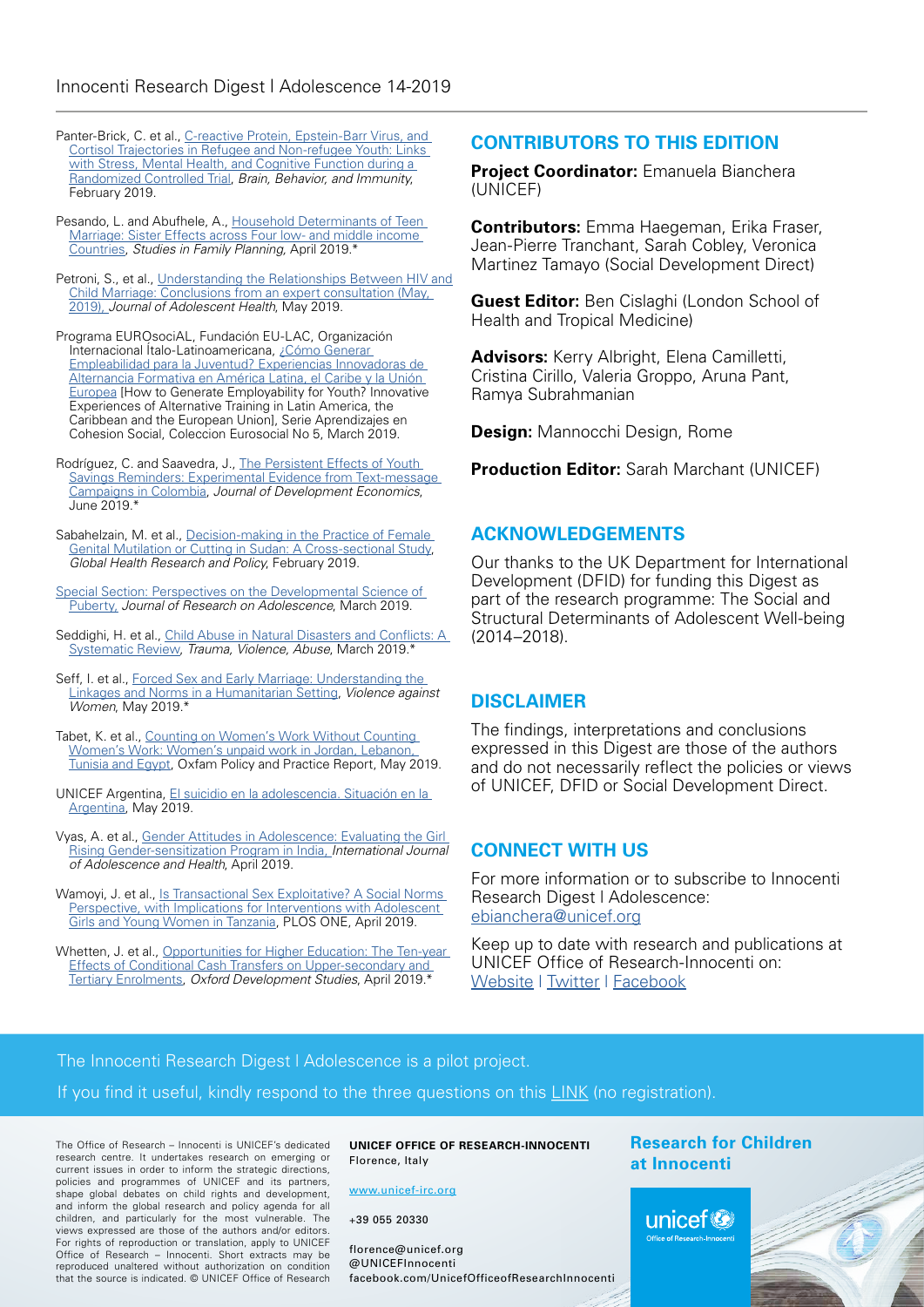Panter-Brick, C. et al., C-reactive Protein, Epstein-Barr Virus, and Cortisol Trajectories in Refugee and Non-refugee Youth: Links with Stress, Mental Health, and Cognitive Function during a Randomized Controlled Trial, *Brain, Behavior, and Immunity*, February 2019.

Pesando, L. and Abufhele, A., Household Determinants of Teen Marriage: Sister Effects across Four low- and middle income Countries, *Studies in Family Planning*, April 2019.*

Petroni, S., et al., Understanding the Relationships Between HIV and Child Marriage: Conclusions from an expert consultation (May, 2019), *Journal of Adolescent Health*, May 2019.

Programa EUROsociAL, Fundación EU-LAC, Organización Internacional Ítalo-Latinoamericana, ¿Cómo Generar Empleabilidad para la Juventud? Experiencias Innovadoras de Alternancia Formativa en América Latina, el Caribe y la Unión Europea [How to Generate Employability for Youth? Innovative Experiences of Alternative Training in Latin America, the Caribbean and the European Union], Serie Aprendizajes en Cohesion Social, Coleccion Eurosocial No 5, March 2019.

Rodríguez, C. and Saavedra, J., The Persistent Effects of Youth Savings Reminders: Experimental Evidence from Text-message Campaigns in Colombia, *Journal of Development Economics*, June 2019.*

Sabahelzain, M. et al., Decision-making in the Practice of Female Genital Mutilation or Cutting in Sudan: A Cross-sectional Study, *Global Health Research and Policy*, February 2019.

Special Section: Perspectives on the Developmental Science of Puberty, *Journal of Research on Adolescence*, March 2019.

Seddighi, H. et al., Child Abuse in Natural Disasters and Conflicts: A Systematic Review, *Trauma, Violence, Abuse*, March 2019.*

Seff, I. et al., Forced Sex and Early Marriage: Understanding the Linkages and Norms in a Humanitarian Setting, *Violence against Women*, May 2019.*

Tabet, K. et al., Counting on Women's Work Without Counting Women's Work: Women's unpaid work in Jordan, Lebanon, Tunisia and Egypt, Oxfam Policy and Practice Report, May 2019.

UNICEF Argentina, El suicidio en la adolescencia. Situación en la Argentina, May 2019.

Vyas, A. et al., Gender Attitudes in Adolescence: Evaluating the Girl Rising Gender-sensitization Program in India, *International Journal of Adolescence and Health*, April 2019.

Wamoyi, J. et al., Is Transactional Sex Exploitative? A Social Norms Perspective, with Implications for Interventions with Adolescent Girls and Young Women in Tanzania, PLOS ONE, April 2019.

Whetten, J. et al., Opportunities for Higher Education: The Ten-year Effects of Conditional Cash Transfers on Upper-secondary and Tertiary Enrolments, *Oxford Development Studies*, April 2019.*

## CONTRIBUTORS TO THIS EDITION

**Project Coordinator:** Emanuela Bianchera (UNICEF)

**Contributors:** Emma Haegeman, Erika Fraser, Jean-Pierre Tranchant, Sarah Cobley, Veronica Martinez Tamayo (Social Development Direct)

**Guest Editor:** Ben Cislaghi (London School of Health and Tropical Medicine)

**Advisors:** Kerry Albright, Elena Camilletti, Cristina Cirillo, Valeria Groppo, Aruna Pant, Ramya Subrahmanian

**Design:** Mannocchi Design, Rome

**Production Editor:** Sarah Marchant (UNICEF)

## ACKNOWLEDGEMENTS

Our thanks to the UK Department for International Development (DFID) for funding this Digest as part of the research programme: The Social and Structural Determinants of Adolescent Well-being (2014–2018).

## DISCLAIMER

The findings, interpretations and conclusions expressed in this Digest are those of the authors and do not necessarily reflect the policies or views of UNICEF, DFID or Social Development Direct.

## CONNECT WITH US

For more information or to subscribe to Innocenti Research Digest | Adolescence: ebianchera@unicef.org

Keep up to date with research and publications at UNICEF Office of Research-Innocenti on: Website | Twitter | Facebook

The Innocenti Research Digest | Adolescence is a pilot project.

If you find it useful, kindly respond to the three questions on this LINK (no registration).

The Office of Research – Innocenti is UNICEF's dedicated research centre. It undertakes research on emerging or current issues in order to inform the strategic directions, policies and programmes of UNICEF and its partners, shape global debates on child rights and development, and inform the global research and policy agenda for all children, and particularly for the most vulnerable. The views expressed are those of the authors and/or editors. For rights of reproduction or translation, apply to UNICEF Office of Research – Innocenti. Short extracts may be reproduced unaltered without authorization on condition that the source is indicated. © UNICEF Office of Research

**UNICEF OFFICE OF RESEARCH-INNOCENTI**
Florence, Italy

www.unicef-irc.org

+39 055 20330

florence@unicef.org
@UNICEFInnocenti
facebook.com/UnicefOfficeofResearchInnocenti

**Research for Children at Innocenti**

unicef Office of Research-Innocenti